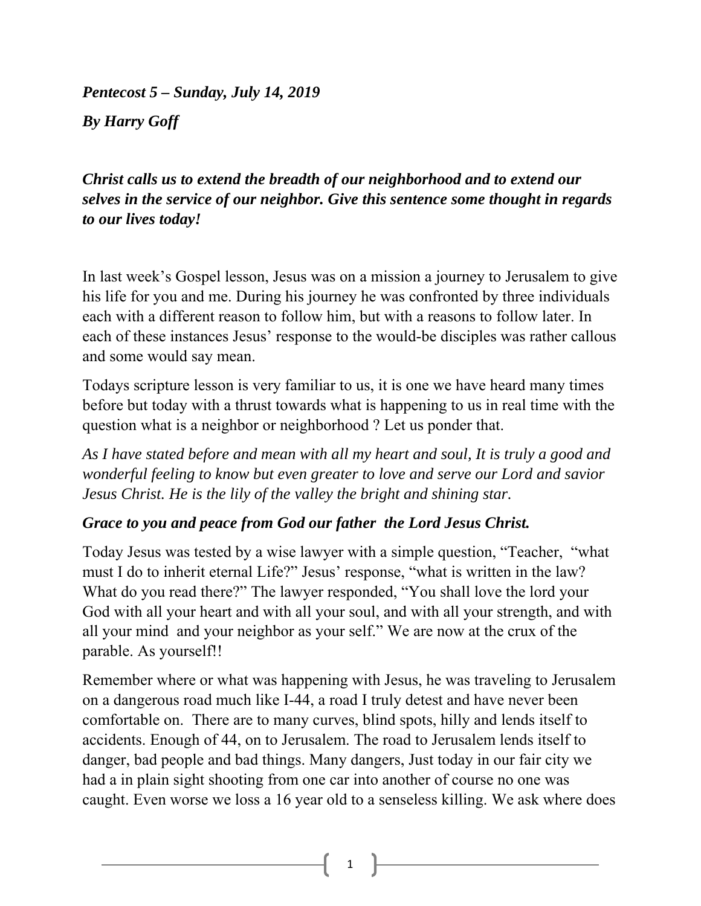***Pentecost 5 – Sunday, July 14, 2019***

***By Harry Goff***

***Christ calls us to extend the breadth of our neighborhood and to extend our selves in the service of our neighbor. Give this sentence some thought in regards to our lives today!***

In last week's Gospel lesson, Jesus was on a mission a journey to Jerusalem to give his life for you and me. During his journey he was confronted by three individuals each with a different reason to follow him, but with a reasons to follow later. In each of these instances Jesus' response to the would-be disciples was rather callous and some would say mean.

Todays scripture lesson is very familiar to us, it is one we have heard many times before but today with a thrust towards what is happening to us in real time with the question what is a neighbor or neighborhood ? Let us ponder that.

*As I have stated before and mean with all my heart and soul, It is truly a good and wonderful feeling to know but even greater to love and serve our Lord and savior Jesus Christ. He is the lily of the valley the bright and shining star.*

***Grace to you and peace from God our father  the Lord Jesus Christ.***

Today Jesus was tested by a wise lawyer with a simple question, "Teacher,  "what must I do to inherit eternal Life?" Jesus' response, "what is written in the law? What do you read there?" The lawyer responded, "You shall love the lord your God with all your heart and with all your soul, and with all your strength, and with all your mind  and your neighbor as your self." We are now at the crux of the parable. As yourself!!

Remember where or what was happening with Jesus, he was traveling to Jerusalem on a dangerous road much like I-44, a road I truly detest and have never been comfortable on.  There are to many curves, blind spots, hilly and lends itself to accidents. Enough of 44, on to Jerusalem. The road to Jerusalem lends itself to danger, bad people and bad things. Many dangers, Just today in our fair city we had a in plain sight shooting from one car into another of course no one was caught. Even worse we loss a 16 year old to a senseless killing. We ask where does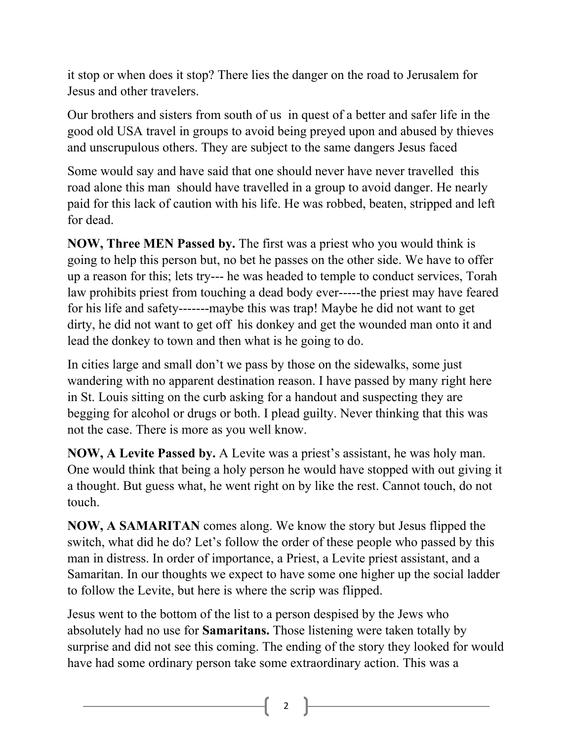it stop or when does it stop? There lies the danger on the road to Jerusalem for Jesus and other travelers.

Our brothers and sisters from south of us in quest of a better and safer life in the good old USA travel in groups to avoid being preyed upon and abused by thieves and unscrupulous others. They are subject to the same dangers Jesus faced

Some would say and have said that one should never have never travelled this road alone this man should have travelled in a group to avoid danger. He nearly paid for this lack of caution with his life. He was robbed, beaten, stripped and left for dead.

**NOW, Three MEN Passed by.** The first was a priest who you would think is going to help this person but, no bet he passes on the other side. We have to offer up a reason for this; lets try--- he was headed to temple to conduct services, Torah law prohibits priest from touching a dead body ever-----the priest may have feared for his life and safety-------maybe this was trap! Maybe he did not want to get dirty, he did not want to get off his donkey and get the wounded man onto it and lead the donkey to town and then what is he going to do.

In cities large and small don't we pass by those on the sidewalks, some just wandering with no apparent destination reason. I have passed by many right here in St. Louis sitting on the curb asking for a handout and suspecting they are begging for alcohol or drugs or both. I plead guilty. Never thinking that this was not the case. There is more as you well know.

**NOW, A Levite Passed by.** A Levite was a priest's assistant, he was holy man. One would think that being a holy person he would have stopped with out giving it a thought. But guess what, he went right on by like the rest. Cannot touch, do not touch.

**NOW, A SAMARITAN** comes along. We know the story but Jesus flipped the switch, what did he do? Let's follow the order of these people who passed by this man in distress. In order of importance, a Priest, a Levite priest assistant, and a Samaritan. In our thoughts we expect to have some one higher up the social ladder to follow the Levite, but here is where the scrip was flipped.

Jesus went to the bottom of the list to a person despised by the Jews who absolutely had no use for **Samaritans.** Those listening were taken totally by surprise and did not see this coming. The ending of the story they looked for would have had some ordinary person take some extraordinary action. This was a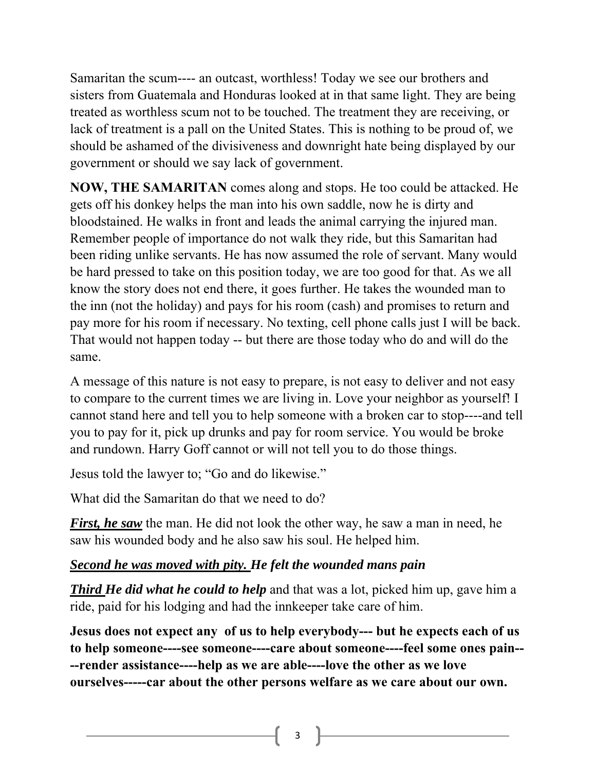Samaritan the scum---- an outcast, worthless! Today we see our brothers and sisters from Guatemala and Honduras looked at in that same light. They are being treated as worthless scum not to be touched. The treatment they are receiving, or lack of treatment is a pall on the United States. This is nothing to be proud of, we should be ashamed of the divisiveness and downright hate being displayed by our government or should we say lack of government.

**NOW, THE SAMARITAN** comes along and stops. He too could be attacked. He gets off his donkey helps the man into his own saddle, now he is dirty and bloodstained. He walks in front and leads the animal carrying the injured man. Remember people of importance do not walk they ride, but this Samaritan had been riding unlike servants. He has now assumed the role of servant. Many would be hard pressed to take on this position today, we are too good for that. As we all know the story does not end there, it goes further. He takes the wounded man to the inn (not the holiday) and pays for his room (cash) and promises to return and pay more for his room if necessary. No texting, cell phone calls just I will be back. That would not happen today -- but there are those today who do and will do the same.

A message of this nature is not easy to prepare, is not easy to deliver and not easy to compare to the current times we are living in. Love your neighbor as yourself! I cannot stand here and tell you to help someone with a broken car to stop----and tell you to pay for it, pick up drunks and pay for room service. You would be broke and rundown. Harry Goff cannot or will not tell you to do those things.

Jesus told the lawyer to; "Go and do likewise."

What did the Samaritan do that we need to do?

***First, he saw*** the man. He did not look the other way, he saw a man in need, he saw his wounded body and he also saw his soul. He helped him.

***Second he was moved with pity. He felt the wounded mans pain***

***Third He did what he could to help*** and that was a lot, picked him up, gave him a ride, paid for his lodging and had the innkeeper take care of him.

**Jesus does not expect any of us to help everybody--- but he expects each of us to help someone----see someone----care about someone----feel some ones pain----render assistance----help as we are able----love the other as we love ourselves-----car about the other persons welfare as we care about our own.**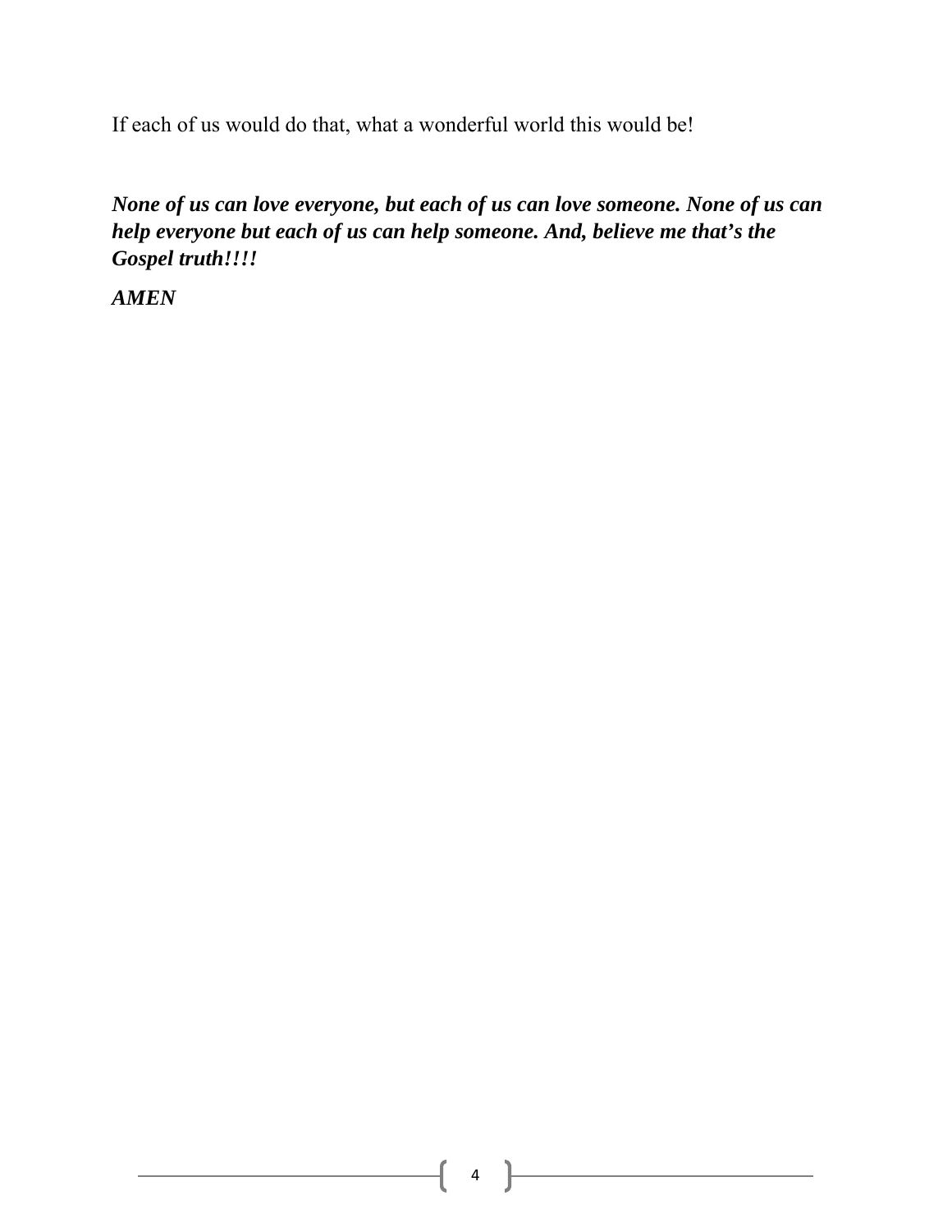If each of us would do that, what a wonderful world this would be!

***None of us can love everyone, but each of us can love someone. None of us can help everyone but each of us can help someone. And, believe me that's the Gospel truth!!!!***

***AMEN***